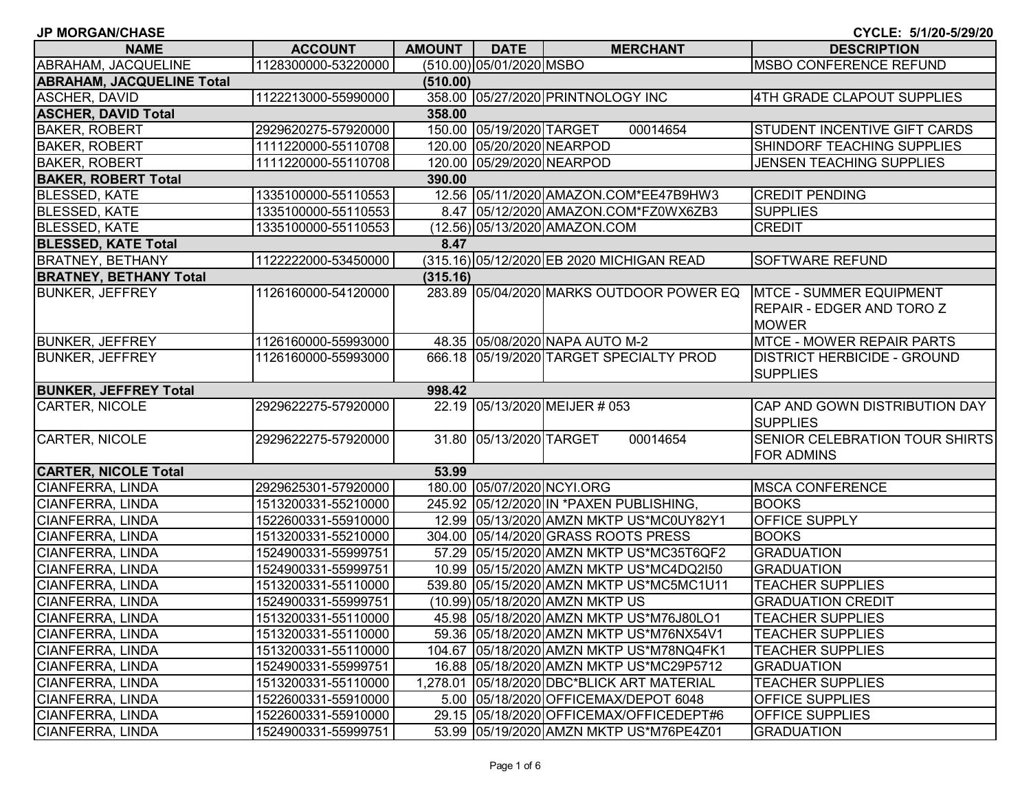**JP MORGAN/CHASE** **CYCLE: 5/1/20-5/29/20**

| NAME | ACCOUNT | AMOUNT | DATE | MERCHANT | DESCRIPTION |
|---|---|---|---|---|---|
| ABRAHAM, JACQUELINE | 1128300000-53220000 | (510.00) | 05/01/2020 | MSBO | MSBO CONFERENCE REFUND |
| **ABRAHAM, JACQUELINE Total** | | **(510.00)** | | | |
| ASCHER, DAVID | 1122213000-55990000 | 358.00 | 05/27/2020 | PRINTNOLOGY INC | 4TH GRADE CLAPOUT SUPPLIES |
| **ASCHER, DAVID Total** | | **358.00** | | | |
| BAKER, ROBERT | 2929620275-57920000 | 150.00 | 05/19/2020 | TARGET 00014654 | STUDENT INCENTIVE GIFT CARDS |
| BAKER, ROBERT | 1111220000-55110708 | 120.00 | 05/20/2020 | NEARPOD | SHINDORF TEACHING SUPPLIES |
| BAKER, ROBERT | 1111220000-55110708 | 120.00 | 05/29/2020 | NEARPOD | JENSEN TEACHING SUPPLIES |
| **BAKER, ROBERT Total** | | **390.00** | | | |
| BLESSED, KATE | 1335100000-55110553 | 12.56 | 05/11/2020 | AMAZON.COM*EE47B9HW3 | CREDIT PENDING |
| BLESSED, KATE | 1335100000-55110553 | 8.47 | 05/12/2020 | AMAZON.COM*FZ0WX6ZB3 | SUPPLIES |
| BLESSED, KATE | 1335100000-55110553 | (12.56) | 05/13/2020 | AMAZON.COM | CREDIT |
| **BLESSED, KATE Total** | | **8.47** | | | |
| BRATNEY, BETHANY | 1122222000-53450000 | (315.16) | 05/12/2020 | EB 2020 MICHIGAN READ | SOFTWARE REFUND |
| **BRATNEY, BETHANY Total** | | **(315.16)** | | | |
| BUNKER, JEFFREY | 1126160000-54120000 | 283.89 | 05/04/2020 | MARKS OUTDOOR POWER EQ | MTCE - SUMMER EQUIPMENT REPAIR - EDGER AND TORO Z MOWER |
| BUNKER, JEFFREY | 1126160000-55993000 | 48.35 | 05/08/2020 | NAPA AUTO M-2 | MTCE - MOWER REPAIR PARTS |
| BUNKER, JEFFREY | 1126160000-55993000 | 666.18 | 05/19/2020 | TARGET SPECIALTY PROD | DISTRICT HERBICIDE - GROUND SUPPLIES |
| **BUNKER, JEFFREY Total** | | **998.42** | | | |
| CARTER, NICOLE | 2929622275-57920000 | 22.19 | 05/13/2020 | MEIJER # 053 | CAP AND GOWN DISTRIBUTION DAY SUPPLIES |
| CARTER, NICOLE | 2929622275-57920000 | 31.80 | 05/13/2020 | TARGET 00014654 | SENIOR CELEBRATION TOUR SHIRTS FOR ADMINS |
| **CARTER, NICOLE Total** | | **53.99** | | | |
| CIANFERRA, LINDA | 2929625301-57920000 | 180.00 | 05/07/2020 | NCYI.ORG | MSCA CONFERENCE |
| CIANFERRA, LINDA | 1513200331-55210000 | 245.92 | 05/12/2020 | IN *PAXEN PUBLISHING, | BOOKS |
| CIANFERRA, LINDA | 1522600331-55910000 | 12.99 | 05/13/2020 | AMZN MKTP US*MC0UY82Y1 | OFFICE SUPPLY |
| CIANFERRA, LINDA | 1513200331-55210000 | 304.00 | 05/14/2020 | GRASS ROOTS PRESS | BOOKS |
| CIANFERRA, LINDA | 1524900331-55999751 | 57.29 | 05/15/2020 | AMZN MKTP US*MC35T6QF2 | GRADUATION |
| CIANFERRA, LINDA | 1524900331-55999751 | 10.99 | 05/15/2020 | AMZN MKTP US*MC4DQ2I50 | GRADUATION |
| CIANFERRA, LINDA | 1513200331-55110000 | 539.80 | 05/15/2020 | AMZN MKTP US*MC5MC1U11 | TEACHER SUPPLIES |
| CIANFERRA, LINDA | 1524900331-55999751 | (10.99) | 05/18/2020 | AMZN MKTP US | GRADUATION CREDIT |
| CIANFERRA, LINDA | 1513200331-55110000 | 45.98 | 05/18/2020 | AMZN MKTP US*M76J80LO1 | TEACHER SUPPLIES |
| CIANFERRA, LINDA | 1513200331-55110000 | 59.36 | 05/18/2020 | AMZN MKTP US*M76NX54V1 | TEACHER SUPPLIES |
| CIANFERRA, LINDA | 1513200331-55110000 | 104.67 | 05/18/2020 | AMZN MKTP US*M78NQ4FK1 | TEACHER SUPPLIES |
| CIANFERRA, LINDA | 1524900331-55999751 | 16.88 | 05/18/2020 | AMZN MKTP US*MC29P5712 | GRADUATION |
| CIANFERRA, LINDA | 1513200331-55110000 | 1,278.01 | 05/18/2020 | DBC*BLICK ART MATERIAL | TEACHER SUPPLIES |
| CIANFERRA, LINDA | 1522600331-55910000 | 5.00 | 05/18/2020 | OFFICEMAX/DEPOT 6048 | OFFICE SUPPLIES |
| CIANFERRA, LINDA | 1522600331-55910000 | 29.15 | 05/18/2020 | OFFICEMAX/OFFICEDEPT#6 | OFFICE SUPPLIES |
| CIANFERRA, LINDA | 1524900331-55999751 | 53.99 | 05/19/2020 | AMZN MKTP US*M76PE4Z01 | GRADUATION |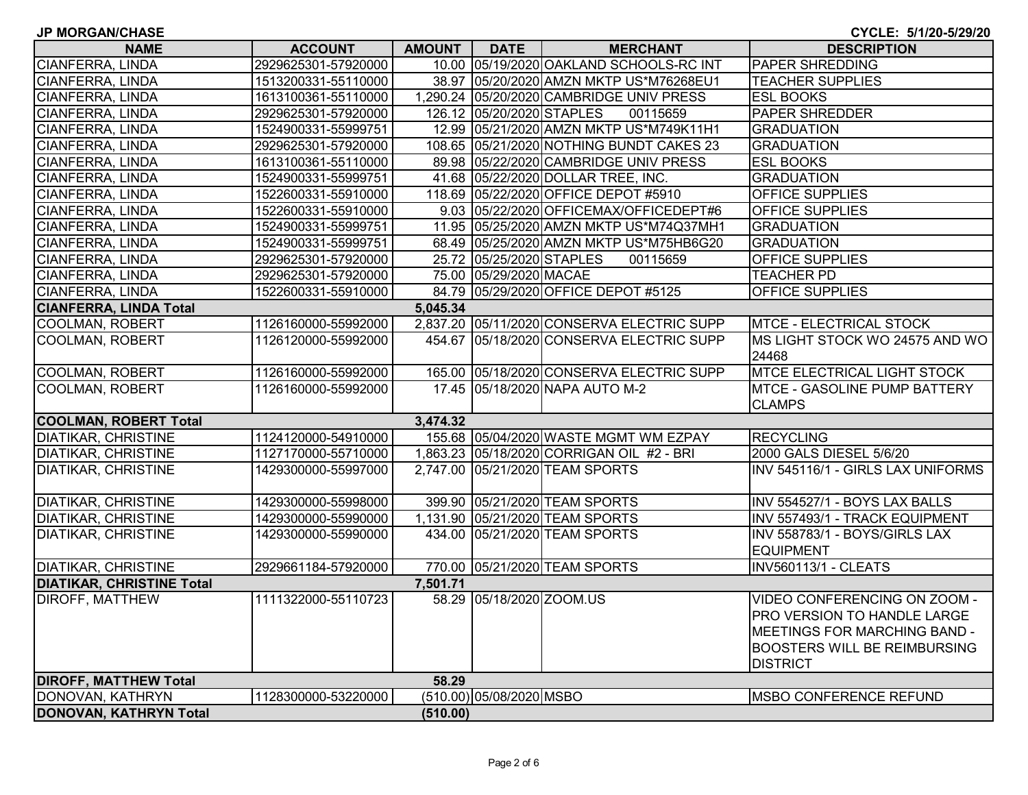**JP MORGAN/CHASE** | **CYCLE: 5/1/20-5/29/20**

| NAME | ACCOUNT | AMOUNT | DATE | MERCHANT | DESCRIPTION |
|---|---|---|---|---|---|
| CIANFERRA, LINDA | 2929625301-57920000 | 10.00 | 05/19/2020 | OAKLAND SCHOOLS-RC INT | PAPER SHREDDING |
| CIANFERRA, LINDA | 1513200331-55110000 | 38.97 | 05/20/2020 | AMZN MKTP US*M76268EU1 | TEACHER SUPPLIES |
| CIANFERRA, LINDA | 1613100361-55110000 | 1,290.24 | 05/20/2020 | CAMBRIDGE UNIV PRESS | ESL BOOKS |
| CIANFERRA, LINDA | 2929625301-57920000 | 126.12 | 05/20/2020 | STAPLES 00115659 | PAPER SHREDDER |
| CIANFERRA, LINDA | 1524900331-55999751 | 12.99 | 05/21/2020 | AMZN MKTP US*M749K11H1 | GRADUATION |
| CIANFERRA, LINDA | 2929625301-57920000 | 108.65 | 05/21/2020 | NOTHING BUNDT CAKES 23 | GRADUATION |
| CIANFERRA, LINDA | 1613100361-55110000 | 89.98 | 05/22/2020 | CAMBRIDGE UNIV PRESS | ESL BOOKS |
| CIANFERRA, LINDA | 1524900331-55999751 | 41.68 | 05/22/2020 | DOLLAR TREE, INC. | GRADUATION |
| CIANFERRA, LINDA | 1522600331-55910000 | 118.69 | 05/22/2020 | OFFICE DEPOT #5910 | OFFICE SUPPLIES |
| CIANFERRA, LINDA | 1522600331-55910000 | 9.03 | 05/22/2020 | OFFICEMAX/OFFICEDEPT#6 | OFFICE SUPPLIES |
| CIANFERRA, LINDA | 1524900331-55999751 | 11.95 | 05/25/2020 | AMZN MKTP US*M74Q37MH1 | GRADUATION |
| CIANFERRA, LINDA | 1524900331-55999751 | 68.49 | 05/25/2020 | AMZN MKTP US*M75HB6G20 | GRADUATION |
| CIANFERRA, LINDA | 2929625301-57920000 | 25.72 | 05/25/2020 | STAPLES 00115659 | OFFICE SUPPLIES |
| CIANFERRA, LINDA | 2929625301-57920000 | 75.00 | 05/29/2020 | MACAE | TEACHER PD |
| CIANFERRA, LINDA | 1522600331-55910000 | 84.79 | 05/29/2020 | OFFICE DEPOT #5125 | OFFICE SUPPLIES |
| **CIANFERRA, LINDA Total** | | **5,045.34** | | | |
| COOLMAN, ROBERT | 1126160000-55992000 | 2,837.20 | 05/11/2020 | CONSERVA ELECTRIC SUPP | MTCE - ELECTRICAL STOCK |
| COOLMAN, ROBERT | 1126120000-55992000 | 454.67 | 05/18/2020 | CONSERVA ELECTRIC SUPP | MS LIGHT STOCK WO 24575 AND WO 24468 |
| COOLMAN, ROBERT | 1126160000-55992000 | 165.00 | 05/18/2020 | CONSERVA ELECTRIC SUPP | MTCE ELECTRICAL LIGHT STOCK |
| COOLMAN, ROBERT | 1126160000-55992000 | 17.45 | 05/18/2020 | NAPA AUTO M-2 | MTCE - GASOLINE PUMP BATTERY CLAMPS |
| **COOLMAN, ROBERT Total** | | **3,474.32** | | | |
| DIATIKAR, CHRISTINE | 1124120000-54910000 | 155.68 | 05/04/2020 | WASTE MGMT WM EZPAY | RECYCLING |
| DIATIKAR, CHRISTINE | 1127170000-55710000 | 1,863.23 | 05/18/2020 | CORRIGAN OIL #2 - BRI | 2000 GALS DIESEL 5/6/20 |
| DIATIKAR, CHRISTINE | 1429300000-55997000 | 2,747.00 | 05/21/2020 | TEAM SPORTS | INV 545116/1 - GIRLS LAX UNIFORMS |
| DIATIKAR, CHRISTINE | 1429300000-55998000 | 399.90 | 05/21/2020 | TEAM SPORTS | INV 554527/1 - BOYS LAX BALLS |
| DIATIKAR, CHRISTINE | 1429300000-55990000 | 1,131.90 | 05/21/2020 | TEAM SPORTS | INV 557493/1 - TRACK EQUIPMENT |
| DIATIKAR, CHRISTINE | 1429300000-55990000 | 434.00 | 05/21/2020 | TEAM SPORTS | INV 558783/1 - BOYS/GIRLS LAX EQUIPMENT |
| DIATIKAR, CHRISTINE | 2929661184-57920000 | 770.00 | 05/21/2020 | TEAM SPORTS | INV560113/1 - CLEATS |
| **DIATIKAR, CHRISTINE Total** | | **7,501.71** | | | |
| DIROFF, MATTHEW | 1111322000-55110723 | 58.29 | 05/18/2020 | ZOOM.US | VIDEO CONFERENCING ON ZOOM - PRO VERSION TO HANDLE LARGE MEETINGS FOR MARCHING BAND - BOOSTERS WILL BE REIMBURSING DISTRICT |
| **DIROFF, MATTHEW Total** | | **58.29** | | | |
| DONOVAN, KATHRYN | 1128300000-53220000 | (510.00) | 05/08/2020 | MSBO | MSBO CONFERENCE REFUND |
| **DONOVAN, KATHRYN Total** | | **(510.00)** | | | |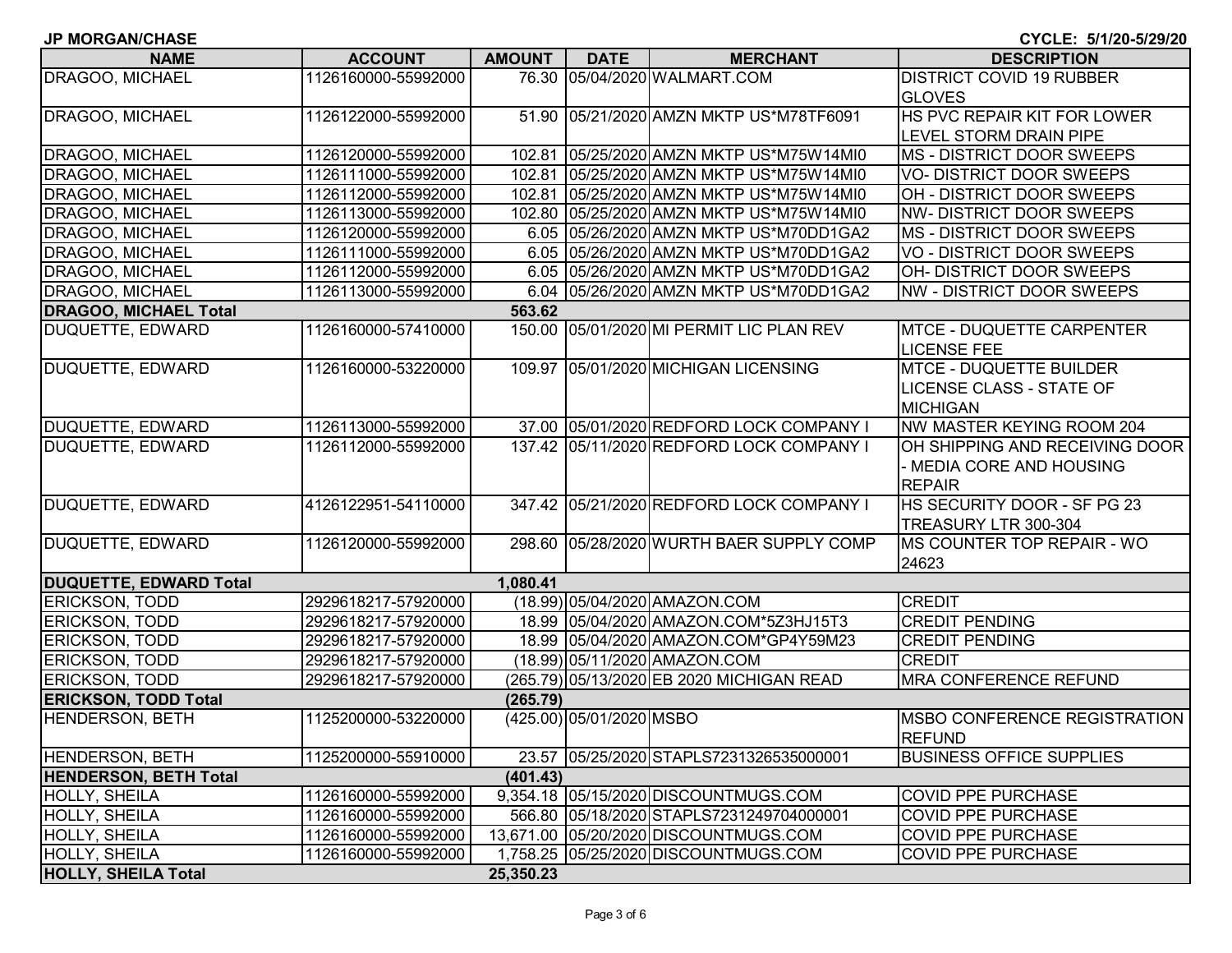**JP MORGAN/CHASE** **CYCLE: 5/1/20-5/29/20**

| NAME | ACCOUNT | AMOUNT | DATE | MERCHANT | DESCRIPTION |
|---|---|---|---|---|---|
| DRAGOO, MICHAEL | 1126160000-55992000 | 76.30 | 05/04/2020 | WALMART.COM | DISTRICT COVID 19 RUBBER GLOVES |
| DRAGOO, MICHAEL | 1126122000-55992000 | 51.90 | 05/21/2020 | AMZN MKTP US*M78TF6091 | HS PVC REPAIR KIT FOR LOWER LEVEL STORM DRAIN PIPE |
| DRAGOO, MICHAEL | 1126120000-55992000 | 102.81 | 05/25/2020 | AMZN MKTP US*M75W14MI0 | MS - DISTRICT DOOR SWEEPS |
| DRAGOO, MICHAEL | 1126111000-55992000 | 102.81 | 05/25/2020 | AMZN MKTP US*M75W14MI0 | VO- DISTRICT DOOR SWEEPS |
| DRAGOO, MICHAEL | 1126112000-55992000 | 102.81 | 05/25/2020 | AMZN MKTP US*M75W14MI0 | OH - DISTRICT DOOR SWEEPS |
| DRAGOO, MICHAEL | 1126113000-55992000 | 102.80 | 05/25/2020 | AMZN MKTP US*M75W14MI0 | NW- DISTRICT DOOR SWEEPS |
| DRAGOO, MICHAEL | 1126120000-55992000 | 6.05 | 05/26/2020 | AMZN MKTP US*M70DD1GA2 | MS - DISTRICT DOOR SWEEPS |
| DRAGOO, MICHAEL | 1126111000-55992000 | 6.05 | 05/26/2020 | AMZN MKTP US*M70DD1GA2 | VO - DISTRICT DOOR SWEEPS |
| DRAGOO, MICHAEL | 1126112000-55992000 | 6.05 | 05/26/2020 | AMZN MKTP US*M70DD1GA2 | OH- DISTRICT DOOR SWEEPS |
| DRAGOO, MICHAEL | 1126113000-55992000 | 6.04 | 05/26/2020 | AMZN MKTP US*M70DD1GA2 | NW - DISTRICT DOOR SWEEPS |
| **DRAGOO, MICHAEL Total** | | **563.62** | | | |
| DUQUETTE, EDWARD | 1126160000-57410000 | 150.00 | 05/01/2020 | MI PERMIT LIC PLAN REV | MTCE - DUQUETTE CARPENTER LICENSE FEE |
| DUQUETTE, EDWARD | 1126160000-53220000 | 109.97 | 05/01/2020 | MICHIGAN LICENSING | MTCE - DUQUETTE BUILDER LICENSE CLASS - STATE OF MICHIGAN |
| DUQUETTE, EDWARD | 1126113000-55992000 | 37.00 | 05/01/2020 | REDFORD LOCK COMPANY I | NW MASTER KEYING ROOM 204 |
| DUQUETTE, EDWARD | 1126112000-55992000 | 137.42 | 05/11/2020 | REDFORD LOCK COMPANY I | OH SHIPPING AND RECEIVING DOOR - MEDIA CORE AND HOUSING REPAIR |
| DUQUETTE, EDWARD | 4126122951-54110000 | 347.42 | 05/21/2020 | REDFORD LOCK COMPANY I | HS SECURITY DOOR - SF PG 23 TREASURY LTR 300-304 |
| DUQUETTE, EDWARD | 1126120000-55992000 | 298.60 | 05/28/2020 | WURTH BAER SUPPLY COMP | MS COUNTER TOP REPAIR - WO 24623 |
| **DUQUETTE, EDWARD Total** | | **1,080.41** | | | |
| ERICKSON, TODD | 2929618217-57920000 | (18.99) | 05/04/2020 | AMAZON.COM | CREDIT |
| ERICKSON, TODD | 2929618217-57920000 | 18.99 | 05/04/2020 | AMAZON.COM*5Z3HJ15T3 | CREDIT PENDING |
| ERICKSON, TODD | 2929618217-57920000 | 18.99 | 05/04/2020 | AMAZON.COM*GP4Y59M23 | CREDIT PENDING |
| ERICKSON, TODD | 2929618217-57920000 | (18.99) | 05/11/2020 | AMAZON.COM | CREDIT |
| ERICKSON, TODD | 2929618217-57920000 | (265.79) | 05/13/2020 | EB 2020 MICHIGAN READ | MRA CONFERENCE REFUND |
| **ERICKSON, TODD Total** | | **(265.79)** | | | |
| HENDERSON, BETH | 1125200000-53220000 | (425.00) | 05/01/2020 | MSBO | MSBO CONFERENCE REGISTRATION REFUND |
| HENDERSON, BETH | 1125200000-55910000 | 23.57 | 05/25/2020 | STAPLS7231326535000001 | BUSINESS OFFICE SUPPLIES |
| **HENDERSON, BETH Total** | | **(401.43)** | | | |
| HOLLY, SHEILA | 1126160000-55992000 | 9,354.18 | 05/15/2020 | DISCOUNTMUGS.COM | COVID PPE PURCHASE |
| HOLLY, SHEILA | 1126160000-55992000 | 566.80 | 05/18/2020 | STAPLS7231249704000001 | COVID PPE PURCHASE |
| HOLLY, SHEILA | 1126160000-55992000 | 13,671.00 | 05/20/2020 | DISCOUNTMUGS.COM | COVID PPE PURCHASE |
| HOLLY, SHEILA | 1126160000-55992000 | 1,758.25 | 05/25/2020 | DISCOUNTMUGS.COM | COVID PPE PURCHASE |
| **HOLLY, SHEILA Total** | | **25,350.23** | | | |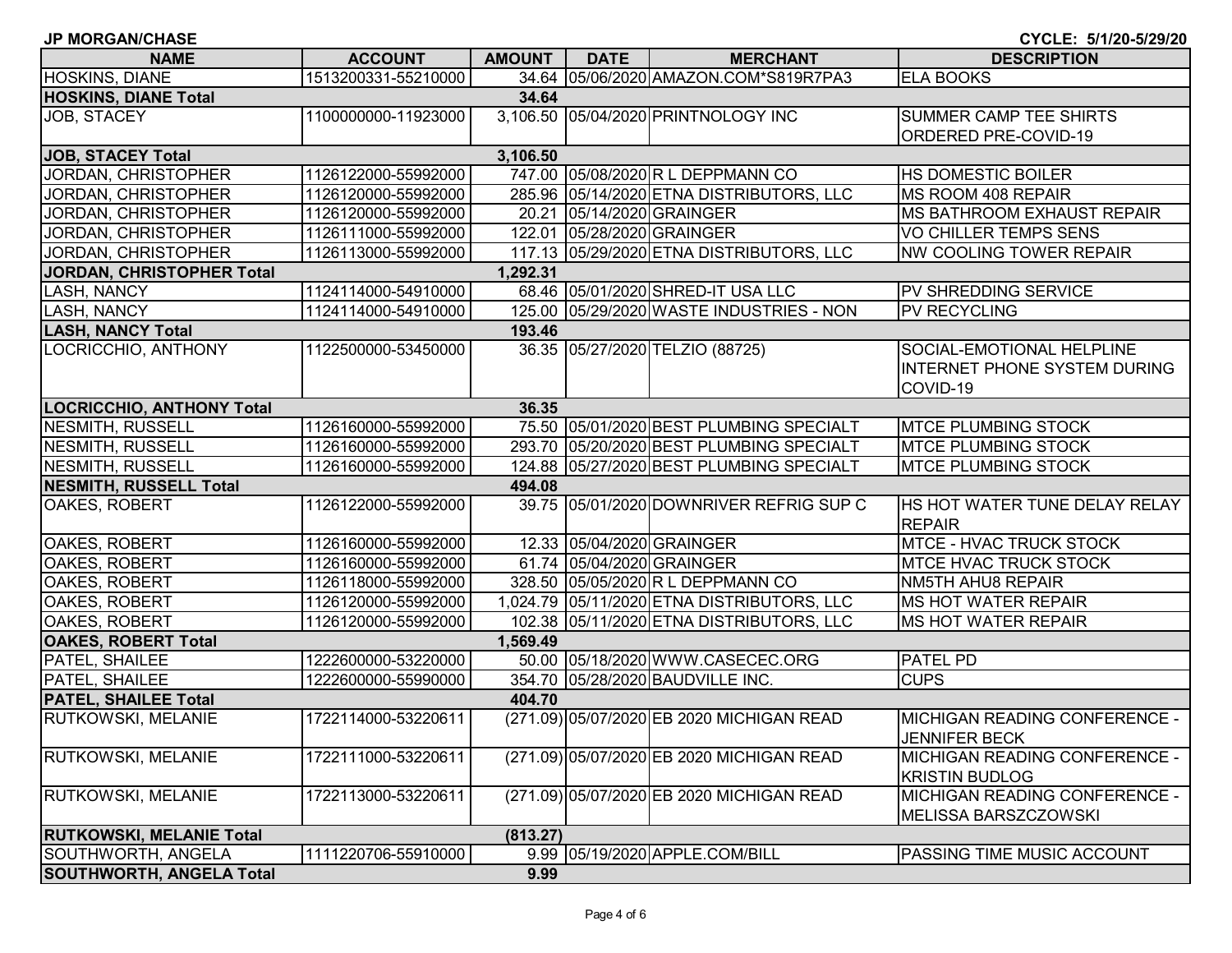**JP MORGAN/CHASE** **CYCLE: 5/1/20-5/29/20**

| NAME | ACCOUNT | AMOUNT | DATE | MERCHANT | DESCRIPTION |
|---|---|---|---|---|---|
| HOSKINS, DIANE | 1513200331-55210000 | 34.64 | 05/06/2020 | AMAZON.COM*S819R7PA3 | ELA BOOKS |
| **HOSKINS, DIANE Total** | | **34.64** | | | |
| JOB, STACEY | 1100000000-11923000 | 3,106.50 | 05/04/2020 | PRINTNOLOGY INC | SUMMER CAMP TEE SHIRTS ORDERED PRE-COVID-19 |
| **JOB, STACEY Total** | | **3,106.50** | | | |
| JORDAN, CHRISTOPHER | 1126122000-55992000 | 747.00 | 05/08/2020 | R L DEPPMANN CO | HS DOMESTIC BOILER |
| JORDAN, CHRISTOPHER | 1126120000-55992000 | 285.96 | 05/14/2020 | ETNA DISTRIBUTORS, LLC | MS ROOM 408 REPAIR |
| JORDAN, CHRISTOPHER | 1126120000-55992000 | 20.21 | 05/14/2020 | GRAINGER | MS BATHROOM EXHAUST REPAIR |
| JORDAN, CHRISTOPHER | 1126111000-55992000 | 122.01 | 05/28/2020 | GRAINGER | VO CHILLER TEMPS SENS |
| JORDAN, CHRISTOPHER | 1126113000-55992000 | 117.13 | 05/29/2020 | ETNA DISTRIBUTORS, LLC | NW COOLING TOWER REPAIR |
| **JORDAN, CHRISTOPHER Total** | | **1,292.31** | | | |
| LASH, NANCY | 1124114000-54910000 | 68.46 | 05/01/2020 | SHRED-IT USA LLC | PV SHREDDING SERVICE |
| LASH, NANCY | 1124114000-54910000 | 125.00 | 05/29/2020 | WASTE INDUSTRIES - NON | PV RECYCLING |
| **LASH, NANCY Total** | | **193.46** | | | |
| LOCRICCHIO, ANTHONY | 1122500000-53450000 | 36.35 | 05/27/2020 | TELZIO (88725) | SOCIAL-EMOTIONAL HELPLINE INTERNET PHONE SYSTEM DURING COVID-19 |
| **LOCRICCHIO, ANTHONY Total** | | **36.35** | | | |
| NESMITH, RUSSELL | 1126160000-55992000 | 75.50 | 05/01/2020 | BEST PLUMBING SPECIALT | MTCE PLUMBING STOCK |
| NESMITH, RUSSELL | 1126160000-55992000 | 293.70 | 05/20/2020 | BEST PLUMBING SPECIALT | MTCE PLUMBING STOCK |
| NESMITH, RUSSELL | 1126160000-55992000 | 124.88 | 05/27/2020 | BEST PLUMBING SPECIALT | MTCE PLUMBING STOCK |
| **NESMITH, RUSSELL Total** | | **494.08** | | | |
| OAKES, ROBERT | 1126122000-55992000 | 39.75 | 05/01/2020 | DOWNRIVER REFRIG SUP C | HS HOT WATER TUNE DELAY RELAY REPAIR |
| OAKES, ROBERT | 1126160000-55992000 | 12.33 | 05/04/2020 | GRAINGER | MTCE - HVAC TRUCK STOCK |
| OAKES, ROBERT | 1126160000-55992000 | 61.74 | 05/04/2020 | GRAINGER | MTCE HVAC TRUCK STOCK |
| OAKES, ROBERT | 1126118000-55992000 | 328.50 | 05/05/2020 | R L DEPPMANN CO | NM5TH AHU8 REPAIR |
| OAKES, ROBERT | 1126120000-55992000 | 1,024.79 | 05/11/2020 | ETNA DISTRIBUTORS, LLC | MS HOT WATER REPAIR |
| OAKES, ROBERT | 1126120000-55992000 | 102.38 | 05/11/2020 | ETNA DISTRIBUTORS, LLC | MS HOT WATER REPAIR |
| **OAKES, ROBERT Total** | | **1,569.49** | | | |
| PATEL, SHAILEE | 1222600000-53220000 | 50.00 | 05/18/2020 | WWW.CASECEC.ORG | PATEL PD |
| PATEL, SHAILEE | 1222600000-55990000 | 354.70 | 05/28/2020 | BAUDVILLE INC. | CUPS |
| **PATEL, SHAILEE Total** | | **404.70** | | | |
| RUTKOWSKI, MELANIE | 1722114000-53220611 | (271.09) | 05/07/2020 | EB 2020 MICHIGAN READ | MICHIGAN READING CONFERENCE - JENNIFER BECK |
| RUTKOWSKI, MELANIE | 1722111000-53220611 | (271.09) | 05/07/2020 | EB 2020 MICHIGAN READ | MICHIGAN READING CONFERENCE - KRISTIN BUDLOG |
| RUTKOWSKI, MELANIE | 1722113000-53220611 | (271.09) | 05/07/2020 | EB 2020 MICHIGAN READ | MICHIGAN READING CONFERENCE - MELISSA BARSZCZOWSKI |
| **RUTKOWSKI, MELANIE Total** | | **(813.27)** | | | |
| SOUTHWORTH, ANGELA | 1111220706-55910000 | 9.99 | 05/19/2020 | APPLE.COM/BILL | PASSING TIME MUSIC ACCOUNT |
| **SOUTHWORTH, ANGELA Total** | | **9.99** | | | |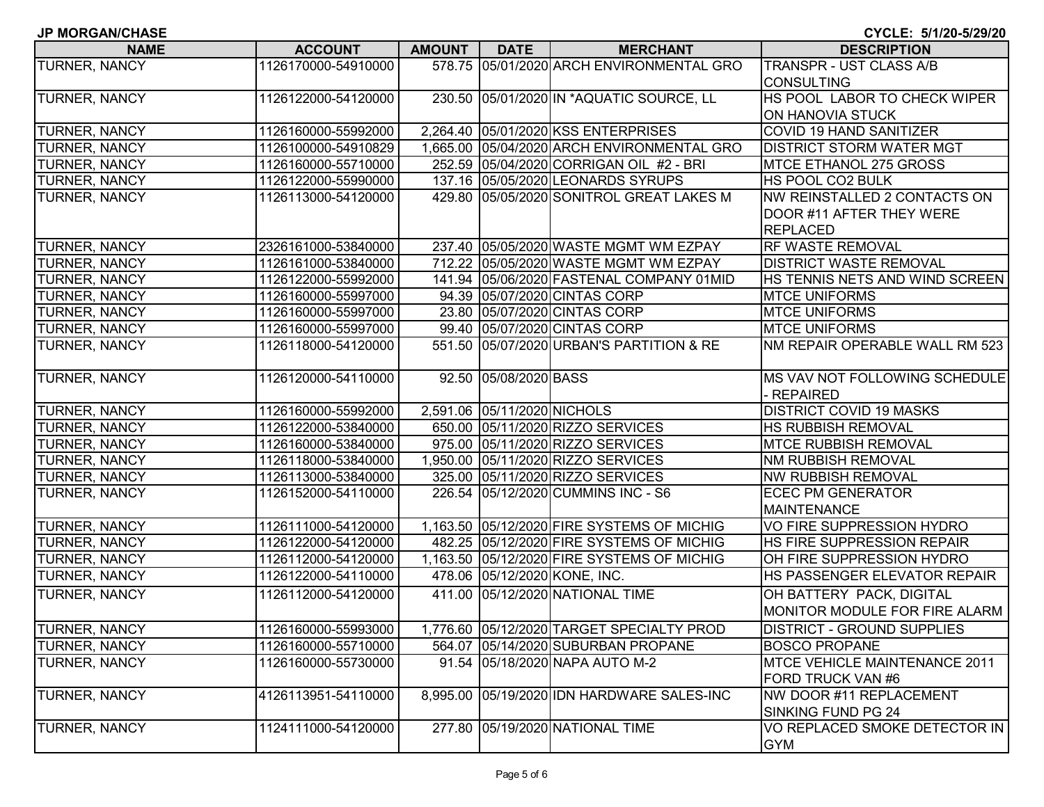**JP MORGAN/CHASE** CYCLE: 5/1/20-5/29/20

| NAME | ACCOUNT | AMOUNT | DATE | MERCHANT | DESCRIPTION |
|---|---|---|---|---|---|
| TURNER, NANCY | 1126170000-54910000 | 578.75 | 05/01/2020 | ARCH ENVIRONMENTAL GRO | TRANSPR - UST CLASS A/B CONSULTING |
| TURNER, NANCY | 1126122000-54120000 | 230.50 | 05/01/2020 | IN *AQUATIC SOURCE, LL | HS POOL LABOR TO CHECK WIPER ON HANOVIA STUCK |
| TURNER, NANCY | 1126160000-55992000 | 2,264.40 | 05/01/2020 | KSS ENTERPRISES | COVID 19 HAND SANITIZER |
| TURNER, NANCY | 1126100000-54910829 | 1,665.00 | 05/04/2020 | ARCH ENVIRONMENTAL GRO | DISTRICT STORM WATER MGT |
| TURNER, NANCY | 1126160000-55710000 | 252.59 | 05/04/2020 | CORRIGAN OIL #2 - BRI | MTCE ETHANOL 275 GROSS |
| TURNER, NANCY | 1126122000-55990000 | 137.16 | 05/05/2020 | LEONARDS SYRUPS | HS POOL CO2 BULK |
| TURNER, NANCY | 1126113000-54120000 | 429.80 | 05/05/2020 | SONITROL GREAT LAKES M | NW REINSTALLED 2 CONTACTS ON DOOR #11 AFTER THEY WERE REPLACED |
| TURNER, NANCY | 2326161000-53840000 | 237.40 | 05/05/2020 | WASTE MGMT WM EZPAY | RF WASTE REMOVAL |
| TURNER, NANCY | 1126161000-53840000 | 712.22 | 05/05/2020 | WASTE MGMT WM EZPAY | DISTRICT WASTE REMOVAL |
| TURNER, NANCY | 1126122000-55992000 | 141.94 | 05/06/2020 | FASTENAL COMPANY 01MID | HS TENNIS NETS AND WIND SCREEN |
| TURNER, NANCY | 1126160000-55997000 | 94.39 | 05/07/2020 | CINTAS CORP | MTCE UNIFORMS |
| TURNER, NANCY | 1126160000-55997000 | 23.80 | 05/07/2020 | CINTAS CORP | MTCE UNIFORMS |
| TURNER, NANCY | 1126160000-55997000 | 99.40 | 05/07/2020 | CINTAS CORP | MTCE UNIFORMS |
| TURNER, NANCY | 1126118000-54120000 | 551.50 | 05/07/2020 | URBAN'S PARTITION & RE | NM REPAIR OPERABLE WALL RM 523 |
| TURNER, NANCY | 1126120000-54110000 | 92.50 | 05/08/2020 | BASS | MS VAV NOT FOLLOWING SCHEDULE - REPAIRED |
| TURNER, NANCY | 1126160000-55992000 | 2,591.06 | 05/11/2020 | NICHOLS | DISTRICT COVID 19 MASKS |
| TURNER, NANCY | 1126122000-53840000 | 650.00 | 05/11/2020 | RIZZO SERVICES | HS RUBBISH REMOVAL |
| TURNER, NANCY | 1126160000-53840000 | 975.00 | 05/11/2020 | RIZZO SERVICES | MTCE RUBBISH REMOVAL |
| TURNER, NANCY | 1126118000-53840000 | 1,950.00 | 05/11/2020 | RIZZO SERVICES | NM RUBBISH REMOVAL |
| TURNER, NANCY | 1126113000-53840000 | 325.00 | 05/11/2020 | RIZZO SERVICES | NW RUBBISH REMOVAL |
| TURNER, NANCY | 1126152000-54110000 | 226.54 | 05/12/2020 | CUMMINS INC - S6 | ECEC PM GENERATOR MAINTENANCE |
| TURNER, NANCY | 1126111000-54120000 | 1,163.50 | 05/12/2020 | FIRE SYSTEMS OF MICHIG | VO FIRE SUPPRESSION HYDRO |
| TURNER, NANCY | 1126122000-54120000 | 482.25 | 05/12/2020 | FIRE SYSTEMS OF MICHIG | HS FIRE SUPPRESSION REPAIR |
| TURNER, NANCY | 1126112000-54120000 | 1,163.50 | 05/12/2020 | FIRE SYSTEMS OF MICHIG | OH FIRE SUPPRESSION HYDRO |
| TURNER, NANCY | 1126122000-54110000 | 478.06 | 05/12/2020 | KONE, INC. | HS PASSENGER ELEVATOR REPAIR |
| TURNER, NANCY | 1126112000-54120000 | 411.00 | 05/12/2020 | NATIONAL TIME | OH BATTERY PACK, DIGITAL MONITOR MODULE FOR FIRE ALARM |
| TURNER, NANCY | 1126160000-55993000 | 1,776.60 | 05/12/2020 | TARGET SPECIALTY PROD | DISTRICT - GROUND SUPPLIES |
| TURNER, NANCY | 1126160000-55710000 | 564.07 | 05/14/2020 | SUBURBAN PROPANE | BOSCO PROPANE |
| TURNER, NANCY | 1126160000-55730000 | 91.54 | 05/18/2020 | NAPA AUTO M-2 | MTCE VEHICLE MAINTENANCE 2011 FORD TRUCK VAN #6 |
| TURNER, NANCY | 4126113951-54110000 | 8,995.00 | 05/19/2020 | IDN HARDWARE SALES-INC | NW DOOR #11 REPLACEMENT SINKING FUND PG 24 |
| TURNER, NANCY | 1124111000-54120000 | 277.80 | 05/19/2020 | NATIONAL TIME | VO REPLACED SMOKE DETECTOR IN GYM |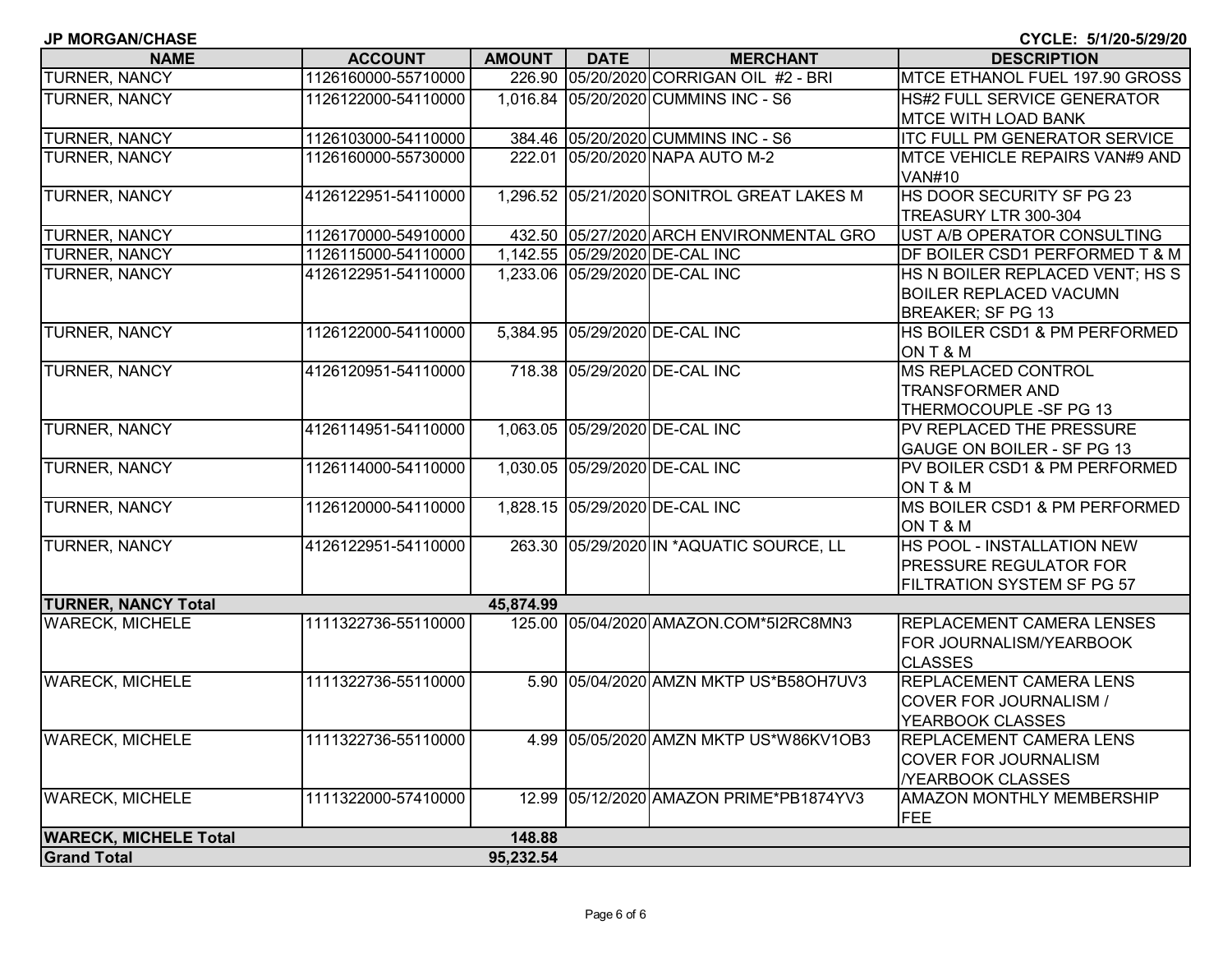**JP MORGAN/CHASE** **CYCLE: 5/1/20-5/29/20**

| NAME | ACCOUNT | AMOUNT | DATE | MERCHANT | DESCRIPTION |
|---|---|---|---|---|---|
| TURNER, NANCY | 1126160000-55710000 | 226.90 | 05/20/2020 | CORRIGAN OIL #2 - BRI | MTCE ETHANOL FUEL 197.90 GROSS |
| TURNER, NANCY | 1126122000-54110000 | 1,016.84 | 05/20/2020 | CUMMINS INC - S6 | HS#2 FULL SERVICE GENERATOR MTCE WITH LOAD BANK |
| TURNER, NANCY | 1126103000-54110000 | 384.46 | 05/20/2020 | CUMMINS INC - S6 | ITC FULL PM GENERATOR SERVICE |
| TURNER, NANCY | 1126160000-55730000 | 222.01 | 05/20/2020 | NAPA AUTO M-2 | MTCE VEHICLE REPAIRS VAN#9 AND VAN#10 |
| TURNER, NANCY | 4126122951-54110000 | 1,296.52 | 05/21/2020 | SONITROL GREAT LAKES M | HS DOOR SECURITY SF PG 23 TREASURY LTR 300-304 |
| TURNER, NANCY | 1126170000-54910000 | 432.50 | 05/27/2020 | ARCH ENVIRONMENTAL GRO | UST A/B OPERATOR CONSULTING |
| TURNER, NANCY | 1126115000-54110000 | 1,142.55 | 05/29/2020 | DE-CAL INC | DF BOILER CSD1 PERFORMED T & M |
| TURNER, NANCY | 4126122951-54110000 | 1,233.06 | 05/29/2020 | DE-CAL INC | HS N BOILER REPLACED VENT; HS S BOILER REPLACED VACUMN BREAKER; SF PG 13 |
| TURNER, NANCY | 1126122000-54110000 | 5,384.95 | 05/29/2020 | DE-CAL INC | HS BOILER CSD1 & PM PERFORMED ON T & M |
| TURNER, NANCY | 4126120951-54110000 | 718.38 | 05/29/2020 | DE-CAL INC | MS REPLACED CONTROL TRANSFORMER AND THERMOCOUPLE -SF PG 13 |
| TURNER, NANCY | 4126114951-54110000 | 1,063.05 | 05/29/2020 | DE-CAL INC | PV REPLACED THE PRESSURE GAUGE ON BOILER - SF PG 13 |
| TURNER, NANCY | 1126114000-54110000 | 1,030.05 | 05/29/2020 | DE-CAL INC | PV BOILER CSD1 & PM PERFORMED ON T & M |
| TURNER, NANCY | 1126120000-54110000 | 1,828.15 | 05/29/2020 | DE-CAL INC | MS BOILER CSD1 & PM PERFORMED ON T & M |
| TURNER, NANCY | 4126122951-54110000 | 263.30 | 05/29/2020 | IN *AQUATIC SOURCE, LL | HS POOL - INSTALLATION NEW PRESSURE REGULATOR FOR FILTRATION SYSTEM SF PG 57 |
| **TURNER, NANCY Total** | | **45,874.99** | | | |
| WARECK, MICHELE | 1111322736-55110000 | 125.00 | 05/04/2020 | AMAZON.COM*5I2RC8MN3 | REPLACEMENT CAMERA LENSES FOR JOURNALISM/YEARBOOK CLASSES |
| WARECK, MICHELE | 1111322736-55110000 | 5.90 | 05/04/2020 | AMZN MKTP US*B58OH7UV3 | REPLACEMENT CAMERA LENS COVER FOR JOURNALISM / YEARBOOK CLASSES |
| WARECK, MICHELE | 1111322736-55110000 | 4.99 | 05/05/2020 | AMZN MKTP US*W86KV1OB3 | REPLACEMENT CAMERA LENS COVER FOR JOURNALISM /YEARBOOK CLASSES |
| WARECK, MICHELE | 1111322000-57410000 | 12.99 | 05/12/2020 | AMAZON PRIME*PB1874YV3 | AMAZON MONTHLY MEMBERSHIP FEE |
| **WARECK, MICHELE Total** | | **148.88** | | | |
| **Grand Total** | | **95,232.54** | | | |